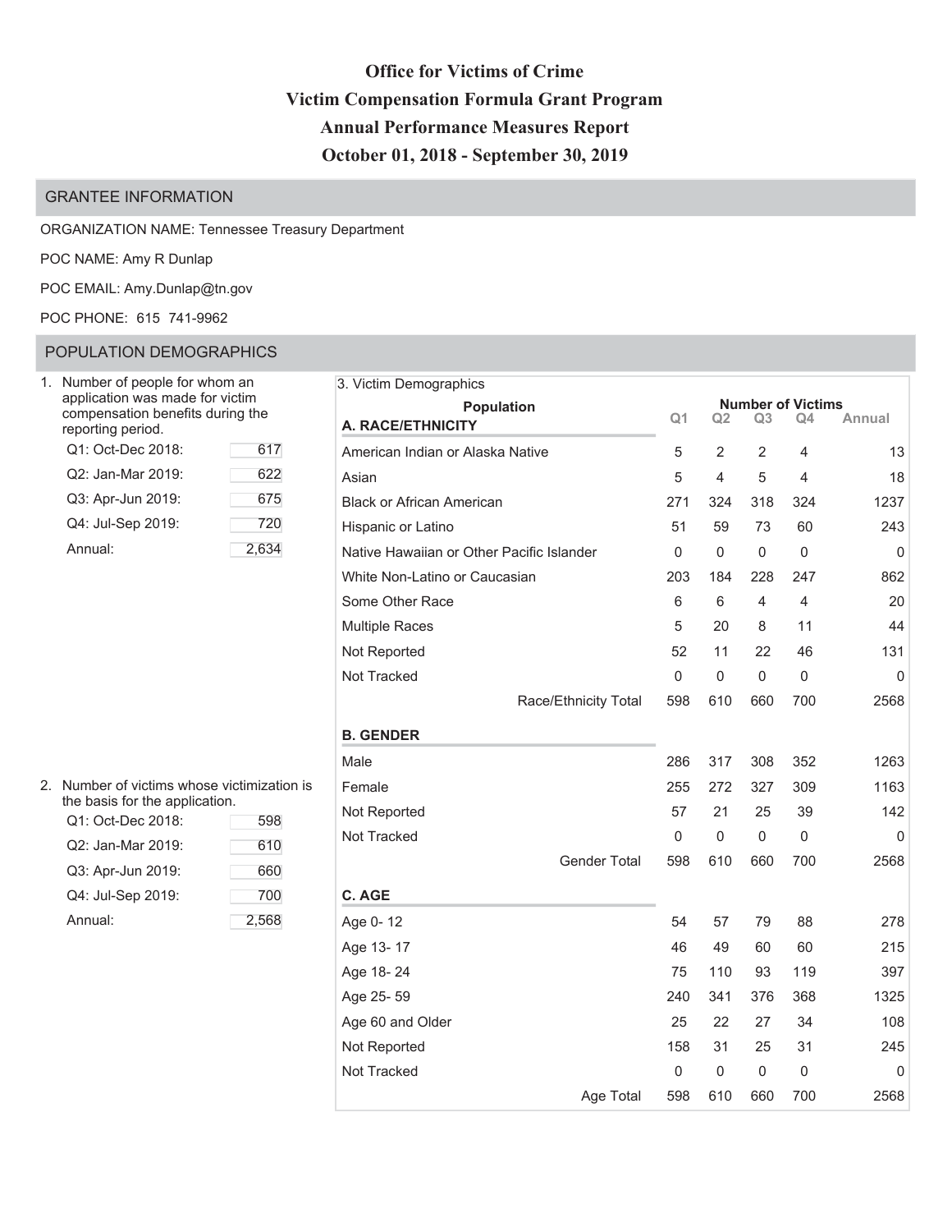# Office for Victims of Crime
# Victim Compensation Formula Grant Program
# Annual Performance Measures Report
# October 01, 2018 - September 30, 2019

## GRANTEE INFORMATION

ORGANIZATION NAME: Tennessee Treasury Department

POC NAME: Amy R Dunlap

POC EMAIL: Amy.Dunlap@tn.gov

POC PHONE: 615 741-9962

## POPULATION DEMOGRAPHICS

1. Number of people for whom an application was made for victim compensation benefits during the reporting period.

| Period | Count |
|---|---|
| Q1: Oct-Dec 2018: | 617 |
| Q2: Jan-Mar 2019: | 622 |
| Q3: Apr-Jun 2019: | 675 |
| Q4: Jul-Sep 2019: | 720 |
| Annual: | 2,634 |

2. Number of victims whose victimization is the basis for the application.

| Period | Count |
|---|---|
| Q1: Oct-Dec 2018: | 598 |
| Q2: Jan-Mar 2019: | 610 |
| Q3: Apr-Jun 2019: | 660 |
| Q4: Jul-Sep 2019: | 700 |
| Annual: | 2,568 |

3. Victim Demographics

| Population | Number of Victims | | | | |
|---|---|---|---|---|---|
| | Q1 | Q2 | Q3 | Q4 | Annual |
| **A. RACE/ETHNICITY** | | | | | |
| American Indian or Alaska Native | 5 | 2 | 2 | 4 | 13 |
| Asian | 5 | 4 | 5 | 4 | 18 |
| Black or African American | 271 | 324 | 318 | 324 | 1237 |
| Hispanic or Latino | 51 | 59 | 73 | 60 | 243 |
| Native Hawaiian or Other Pacific Islander | 0 | 0 | 0 | 0 | 0 |
| White Non-Latino or Caucasian | 203 | 184 | 228 | 247 | 862 |
| Some Other Race | 6 | 6 | 4 | 4 | 20 |
| Multiple Races | 5 | 20 | 8 | 11 | 44 |
| Not Reported | 52 | 11 | 22 | 46 | 131 |
| Not Tracked | 0 | 0 | 0 | 0 | 0 |
| Race/Ethnicity Total | 598 | 610 | 660 | 700 | 2568 |
| **B. GENDER** | | | | | |
| Male | 286 | 317 | 308 | 352 | 1263 |
| Female | 255 | 272 | 327 | 309 | 1163 |
| Not Reported | 57 | 21 | 25 | 39 | 142 |
| Not Tracked | 0 | 0 | 0 | 0 | 0 |
| Gender Total | 598 | 610 | 660 | 700 | 2568 |
| **C. AGE** | | | | | |
| Age 0- 12 | 54 | 57 | 79 | 88 | 278 |
| Age 13- 17 | 46 | 49 | 60 | 60 | 215 |
| Age 18- 24 | 75 | 110 | 93 | 119 | 397 |
| Age 25- 59 | 240 | 341 | 376 | 368 | 1325 |
| Age 60 and Older | 25 | 22 | 27 | 34 | 108 |
| Not Reported | 158 | 31 | 25 | 31 | 245 |
| Not Tracked | 0 | 0 | 0 | 0 | 0 |
| Age Total | 598 | 610 | 660 | 700 | 2568 |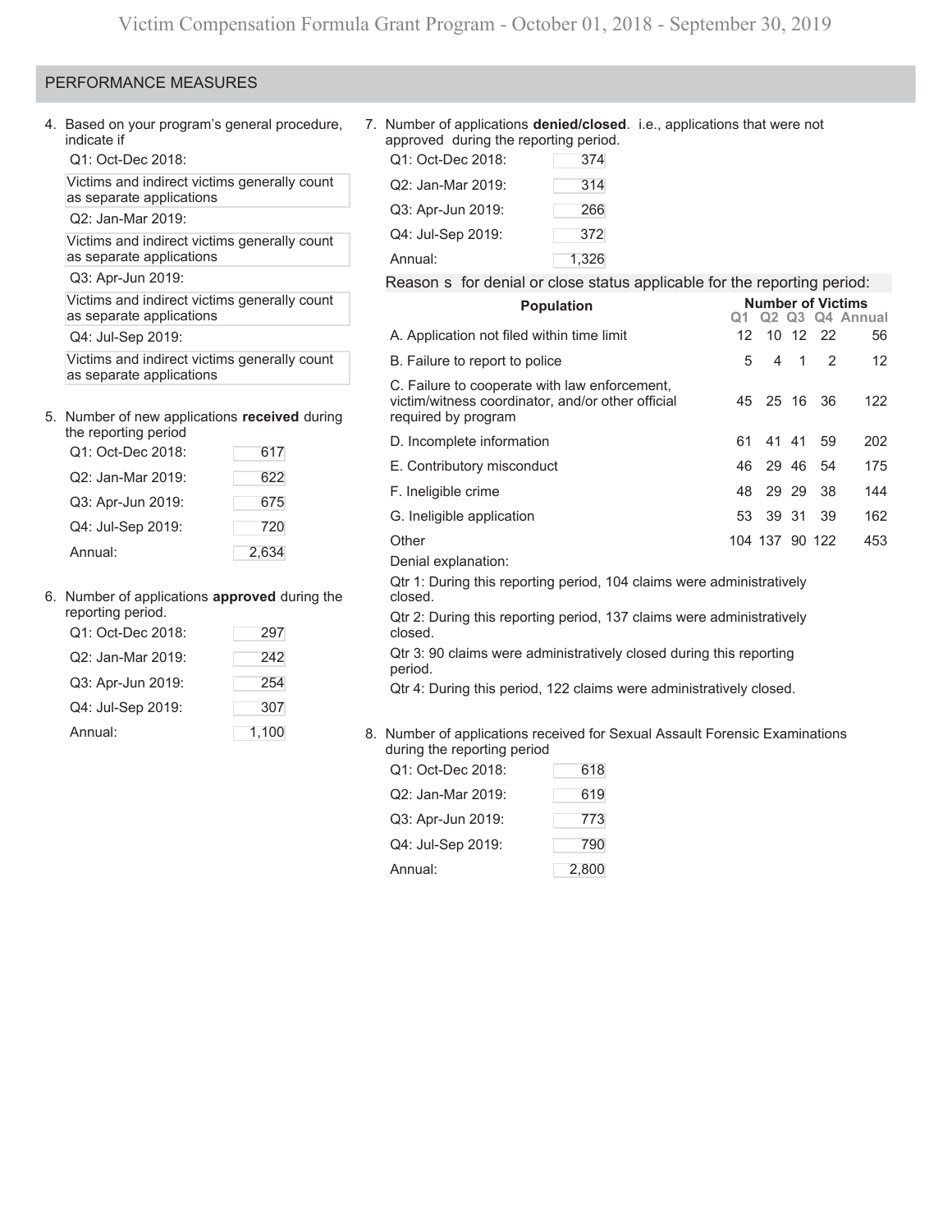## PERFORMANCE MEASURES

4. Based on your program's general procedure, indicate if

   Q1: Oct-Dec 2018:

   Victims and indirect victims generally count as separate applications

   Q2: Jan-Mar 2019:

   Victims and indirect victims generally count as separate applications

   Q3: Apr-Jun 2019:

   Victims and indirect victims generally count as separate applications

   Q4: Jul-Sep 2019:

   Victims and indirect victims generally count as separate applications

5. Number of new applications **received** during the reporting period

| | |
|---|---|
| Q1: Oct-Dec 2018: | 617 |
| Q2: Jan-Mar 2019: | 622 |
| Q3: Apr-Jun 2019: | 675 |
| Q4: Jul-Sep 2019: | 720 |
| Annual: | 2,634 |

6. Number of applications **approved** during the reporting period.

| | |
|---|---|
| Q1: Oct-Dec 2018: | 297 |
| Q2: Jan-Mar 2019: | 242 |
| Q3: Apr-Jun 2019: | 254 |
| Q4: Jul-Sep 2019: | 307 |
| Annual: | 1,100 |

7. Number of applications **denied/closed**. i.e., applications that were not approved during the reporting period.

| | |
|---|---|
| Q1: Oct-Dec 2018: | 374 |
| Q2: Jan-Mar 2019: | 314 |
| Q3: Apr-Jun 2019: | 266 |
| Q4: Jul-Sep 2019: | 372 |
| Annual: | 1,326 |

Reason s for denial or close status applicable for the reporting period:

| Population | Number of Victims Q1 | Q2 | Q3 | Q4 | Annual |
|---|---|---|---|---|---|
| A. Application not filed within time limit | 12 | 10 | 12 | 22 | 56 |
| B. Failure to report to police | 5 | 4 | 1 | 2 | 12 |
| C. Failure to cooperate with law enforcement, victim/witness coordinator, and/or other official required by program | 45 | 25 | 16 | 36 | 122 |
| D. Incomplete information | 61 | 41 | 41 | 59 | 202 |
| E. Contributory misconduct | 46 | 29 | 46 | 54 | 175 |
| F. Ineligible crime | 48 | 29 | 29 | 38 | 144 |
| G. Ineligible application | 53 | 39 | 31 | 39 | 162 |
| Other | 104 | 137 | 90 | 122 | 453 |

Denial explanation:

Qtr 1: During this reporting period, 104 claims were administratively closed.

Qtr 2: During this reporting period, 137 claims were administratively closed.

Qtr 3: 90 claims were administratively closed during this reporting period.

Qtr 4: During this period, 122 claims were administratively closed.

8. Number of applications received for Sexual Assault Forensic Examinations during the reporting period

| | |
|---|---|
| Q1: Oct-Dec 2018: | 618 |
| Q2: Jan-Mar 2019: | 619 |
| Q3: Apr-Jun 2019: | 773 |
| Q4: Jul-Sep 2019: | 790 |
| Annual: | 2,800 |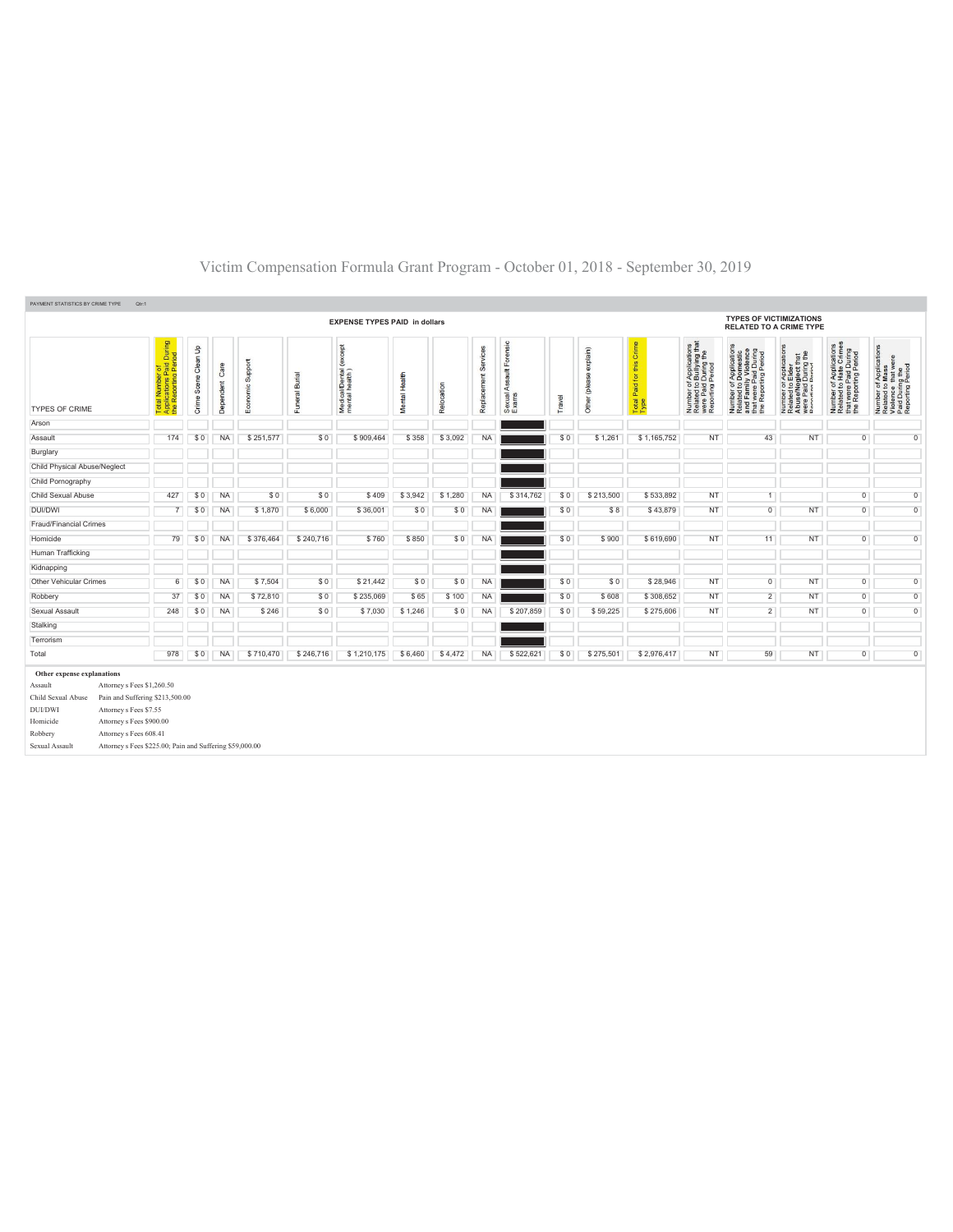# Victim Compensation Formula Grant Program - October 01, 2018 - September 30, 2019

PAYMENT STATISTICS BY CRIME TYPE Qtr:1

| TYPES OF CRIME | EXPENSE TYPES PAID in dollars | | | | | | | | | | | | | | TYPES OF VICTIMIZATIONS RELATED TO A CRIME TYPE | | | | |
|---|---|---|---|---|---|---|---|---|---|---|---|---|---|---|---|---|---|---|---|
| | Total Number of Applications Paid During the Reporting Period | Crime Scene Clean Up | Dependent Care | Economic Support | Funeral Burial | Medical/Dental (except mental health) | Mental Health | Relocation | Replacement Services | Sexual Assault Forensic Exams | Travel | Other (please explain) | Total Paid for this Crime Type | Number of Applications Related to Bullying that were Paid During the Reporting Period | Number of Applications Related to Domestic and Family Violence that were Paid During the Reporting Period | Number of Applications Related to Elder Abuse/Neglect that were Paid During the Reporting Period | Number of Applications Related to Hate Crimes that were Paid During the Reporting Period | Number of Applications Related to Mass Violence that were Paid During the Reporting Period |
| Arson | | | | | | | | | | | | | | | | | | |
| Assault | 174 | $ 0 | NA | $ 251,577 | $ 0 | $ 909,464 | $ 358 | $ 3,092 | NA | | $ 0 | $ 1,261 | $ 1,165,752 | NT | 43 | NT | 0 | 0 |
| Burglary | | | | | | | | | | | | | | | | | | |
| Child Physical Abuse/Neglect | | | | | | | | | | | | | | | | | | |
| Child Pornography | | | | | | | | | | | | | | | | | | |
| Child Sexual Abuse | 427 | $ 0 | NA | $ 0 | $ 0 | $ 409 | $ 3,942 | $ 1,280 | NA | $ 314,762 | $ 0 | $ 213,500 | $ 533,892 | NT | 1 | | 0 | 0 |
| DUI/DWI | 7 | $ 0 | NA | $ 1,870 | $ 6,000 | $ 36,001 | $ 0 | $ 0 | NA | | $ 0 | $ 8 | $ 43,879 | NT | 0 | NT | 0 | 0 |
| Fraud/Financial Crimes | | | | | | | | | | | | | | | | | | |
| Homicide | 79 | $ 0 | NA | $ 376,464 | $ 240,716 | $ 760 | $ 850 | $ 0 | NA | | $ 0 | $ 900 | $ 619,690 | NT | 11 | NT | 0 | 0 |
| Human Trafficking | | | | | | | | | | | | | | | | | | |
| Kidnapping | | | | | | | | | | | | | | | | | | |
| Other Vehicular Crimes | 6 | $ 0 | NA | $ 7,504 | $ 0 | $ 21,442 | $ 0 | $ 0 | NA | | $ 0 | $ 0 | $ 28,946 | NT | 0 | NT | 0 | 0 |
| Robbery | 37 | $ 0 | NA | $ 72,810 | $ 0 | $ 235,069 | $ 65 | $ 100 | NA | | $ 0 | $ 608 | $ 308,652 | NT | 2 | NT | 0 | 0 |
| Sexual Assault | 248 | $ 0 | NA | $ 246 | $ 0 | $ 7,030 | $ 1,246 | $ 0 | NA | $ 207,859 | $ 0 | $ 59,225 | $ 275,606 | NT | 2 | NT | 0 | 0 |
| Stalking | | | | | | | | | | | | | | | | | | |
| Terrorism | | | | | | | | | | | | | | | | | | |
| Total | 978 | $ 0 | NA | $ 710,470 | $ 246,716 | $ 1,210,175 | $ 6,460 | $ 4,472 | NA | $ 522,621 | $ 0 | $ 275,501 | $ 2,976,417 | NT | 59 | NT | 0 | 0 |

**Other expense explanations**

| | |
|---|---|
| Assault | Attorney s Fees $1,260.50 |
| Child Sexual Abuse | Pain and Suffering $213,500.00 |
| DUI/DWI | Attorney s Fees $7.55 |
| Homicide | Attorney s Fees $900.00 |
| Robbery | Attorney s Fees 608.41 |
| Sexual Assault | Attorney s Fees $225.00; Pain and Suffering $59,000.00 |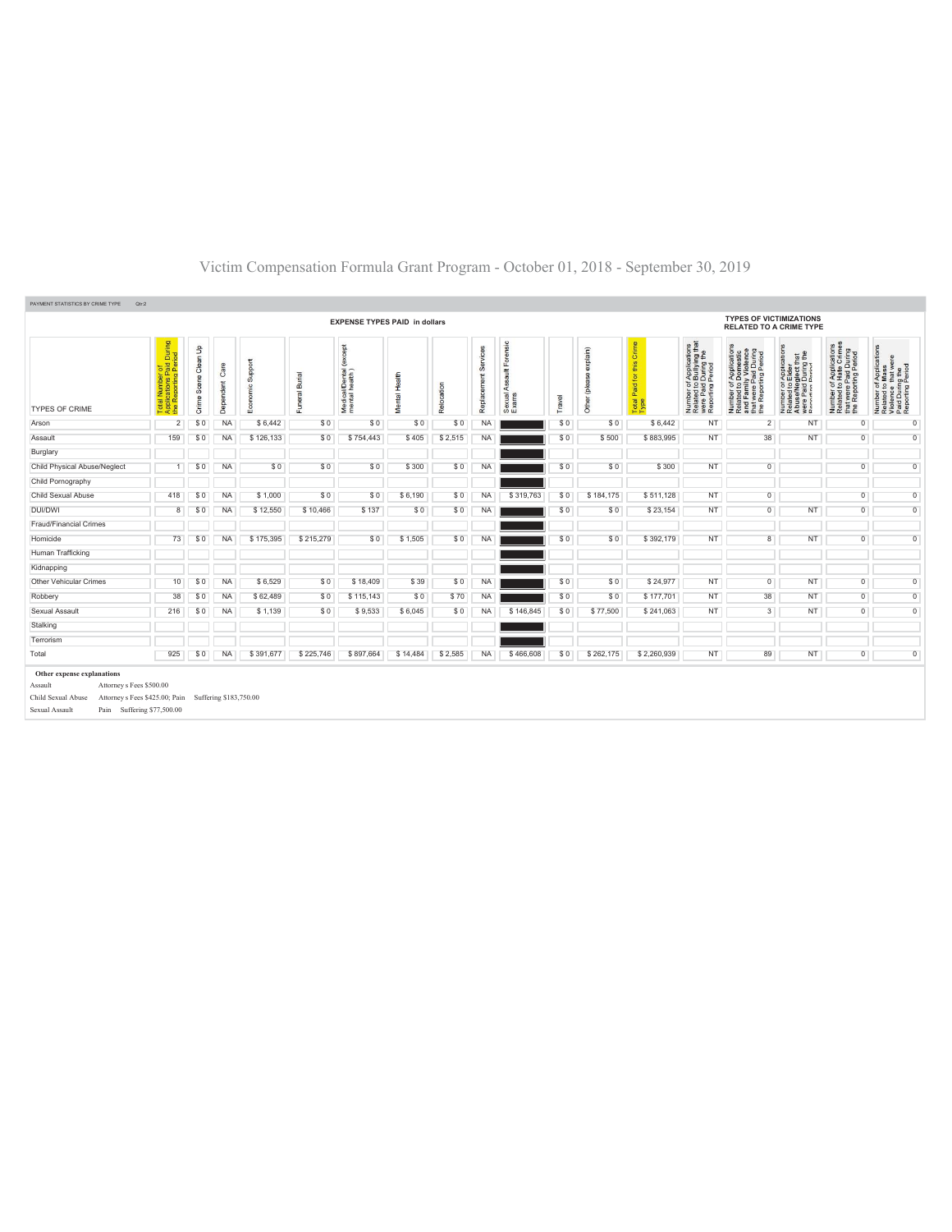# Victim Compensation Formula Grant Program - October 01, 2018 - September 30, 2019

PAYMENT STATISTICS BY CRIME TYPE Qtr:2

| | | EXPENSE TYPES PAID in dollars | | | | | | | | | | | | | TYPES OF VICTIMIZATIONS RELATED TO A CRIME TYPE | | | | |
|---|---|---|---|---|---|---|---|---|---|---|---|---|---|---|---|---|---|---|---|
| TYPES OF CRIME | Total Number of Applications Paid During the Reporting Period | Crime Scene Clean Up | Dependent Care | Economic Support | Funeral Burial | Medical/Dental (except mental health ) | Mental Health | Relocation | Replacement Services | Sexual Assault Forensic Exams | Travel | Other (please explain) | Total Paid for this Crime Type | Number of Applications Related to Bullying that were Paid During the Reporting Period | Number of Applications Related to Domestic and Family Violence that were Paid During the Reporting Period | Number of Applications Related to Elder Abuse/Neglect that were Paid During the Reporting Period | Number of Applications Related to Hate Crimes that were Paid During the Reporting Period | Number of Applications Related to Mass Violence that were Paid During the Reporting Period |
| Arson | 2 | $ 0 | NA | $ 6,442 | $ 0 | $ 0 | $ 0 | $ 0 | NA | | $ 0 | $ 0 | $ 6,442 | NT | 2 | NT | 0 | 0 |
| Assault | 159 | $ 0 | NA | $ 126,133 | $ 0 | $ 754,443 | $ 405 | $ 2,515 | NA | | $ 0 | $ 500 | $ 883,995 | NT | 38 | NT | 0 | 0 |
| Burglary | | | | | | | | | | | | | | | | | | |
| Child Physical Abuse/Neglect | 1 | $ 0 | NA | $ 0 | $ 0 | $ 0 | $ 300 | $ 0 | NA | | $ 0 | $ 0 | $ 300 | NT | 0 | | 0 | 0 |
| Child Pornography | | | | | | | | | | | | | | | | | | |
| Child Sexual Abuse | 418 | $ 0 | NA | $ 1,000 | $ 0 | $ 0 | $ 6,190 | $ 0 | NA | $ 319,763 | $ 0 | $ 184,175 | $ 511,128 | NT | 0 | | 0 | 0 |
| DUI/DWI | 8 | $ 0 | NA | $ 12,550 | $ 10,466 | $ 137 | $ 0 | $ 0 | NA | | $ 0 | $ 0 | $ 23,154 | NT | 0 | NT | 0 | 0 |
| Fraud/Financial Crimes | | | | | | | | | | | | | | | | | | |
| Homicide | 73 | $ 0 | NA | $ 175,395 | $ 215,279 | $ 0 | $ 1,505 | $ 0 | NA | | $ 0 | $ 0 | $ 392,179 | NT | 8 | NT | 0 | 0 |
| Human Trafficking | | | | | | | | | | | | | | | | | | |
| Kidnapping | | | | | | | | | | | | | | | | | | |
| Other Vehicular Crimes | 10 | $ 0 | NA | $ 6,529 | $ 0 | $ 18,409 | $ 39 | $ 0 | NA | | $ 0 | $ 0 | $ 24,977 | NT | 0 | NT | 0 | 0 |
| Robbery | 38 | $ 0 | NA | $ 62,489 | $ 0 | $ 115,143 | $ 0 | $ 70 | NA | | $ 0 | $ 0 | $ 177,701 | NT | 38 | NT | 0 | 0 |
| Sexual Assault | 216 | $ 0 | NA | $ 1,139 | $ 0 | $ 9,533 | $ 6,045 | $ 0 | NA | $ 146,845 | $ 0 | $ 77,500 | $ 241,063 | NT | 3 | NT | 0 | 0 |
| Stalking | | | | | | | | | | | | | | | | | | |
| Terrorism | | | | | | | | | | | | | | | | | | |
| Total | 925 | $ 0 | NA | $ 391,677 | $ 225,746 | $ 897,664 | $ 14,484 | $ 2,585 | NA | $ 466,608 | $ 0 | $ 262,175 | $ 2,260,939 | NT | 89 | NT | 0 | 0 |

**Other expense explanations**

Assault Attorney s Fees $500.00

Child Sexual Abuse Attorney s Fees $425.00; Pain Suffering $183,750.00

Sexual Assault Pain Suffering $77,500.00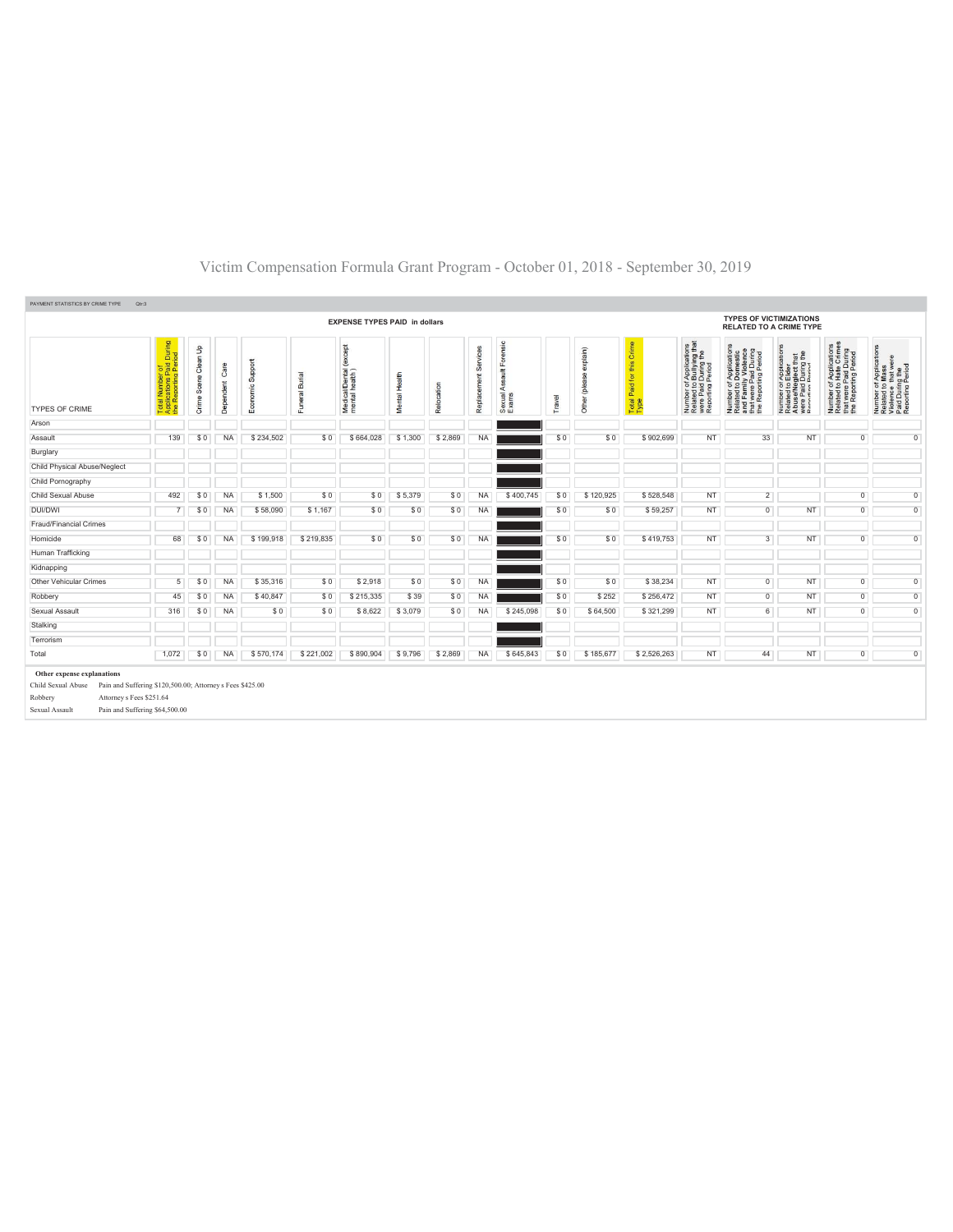# Victim Compensation Formula Grant Program - October 01, 2018 - September 30, 2019

PAYMENT STATISTICS BY CRIME TYPE Qtr:3

| TYPES OF CRIME | EXPENSE TYPES PAID in dollars | | | | | | | | | | | | | | TYPES OF VICTIMIZATIONS RELATED TO A CRIME TYPE | | | | |
|---|---|---|---|---|---|---|---|---|---|---|---|---|---|---|---|---|---|---|---|
| | Total Number of Applications Paid During the Reporting Period | Crime Scene Clean Up | Dependent Care | Economic Support | Funeral Burial | Medical/Dental (except mental health) | Mental Health | Relocation | Replacement Services | Sexual Assault Forensic Exams | Travel | Other (please explain) | Total Paid for this Crime Type | Number of Applications Related to Bullying that were Paid During the Reporting Period | Number of Applications Related to Domestic and Family Violence that were Paid During the Reporting Period | Number of Applications Related to Elder Abuse/Neglect that were Paid During the Reporting Period | Number of Applications Related to Hate Crimes that were Paid During the Reporting Period | Number of Applications Related to Mass Violence that were Paid During the Reporting Period |
| Arson | | | | | | | | | | | | | | | | | | |
| Assault | 139 | $ 0 | NA | $ 234,502 | $ 0 | $ 664,028 | $ 1,300 | $ 2,869 | NA | | $ 0 | $ 0 | $ 902,699 | NT | 33 | NT | 0 | 0 |
| Burglary | | | | | | | | | | | | | | | | | | |
| Child Physical Abuse/Neglect | | | | | | | | | | | | | | | | | | |
| Child Pornography | | | | | | | | | | | | | | | | | | |
| Child Sexual Abuse | 492 | $ 0 | NA | $ 1,500 | $ 0 | $ 0 | $ 5,379 | $ 0 | NA | $ 400,745 | $ 0 | $ 120,925 | $ 528,548 | NT | 2 | | 0 | 0 |
| DUI/DWI | 7 | $ 0 | NA | $ 58,090 | $ 1,167 | $ 0 | $ 0 | $ 0 | NA | | $ 0 | $ 0 | $ 59,257 | NT | 0 | NT | 0 | 0 |
| Fraud/Financial Crimes | | | | | | | | | | | | | | | | | | |
| Homicide | 68 | $ 0 | NA | $ 199,918 | $ 219,835 | $ 0 | $ 0 | $ 0 | NA | | $ 0 | $ 0 | $ 419,753 | NT | 3 | NT | 0 | 0 |
| Human Trafficking | | | | | | | | | | | | | | | | | | |
| Kidnapping | | | | | | | | | | | | | | | | | | |
| Other Vehicular Crimes | 5 | $ 0 | NA | $ 35,316 | $ 0 | $ 2,918 | $ 0 | $ 0 | NA | | $ 0 | $ 0 | $ 38,234 | NT | 0 | NT | 0 | 0 |
| Robbery | 45 | $ 0 | NA | $ 40,847 | $ 0 | $ 215,335 | $ 39 | $ 0 | NA | | $ 0 | $ 252 | $ 256,472 | NT | 0 | NT | 0 | 0 |
| Sexual Assault | 316 | $ 0 | NA | $ 0 | $ 0 | $ 8,622 | $ 3,079 | $ 0 | NA | $ 245,098 | $ 0 | $ 64,500 | $ 321,299 | NT | 6 | NT | 0 | 0 |
| Stalking | | | | | | | | | | | | | | | | | | |
| Terrorism | | | | | | | | | | | | | | | | | | |
| Total | 1,072 | $ 0 | NA | $ 570,174 | $ 221,002 | $ 890,904 | $ 9,796 | $ 2,869 | NA | $ 645,843 | $ 0 | $ 185,677 | $ 2,526,263 | NT | 44 | NT | 0 | 0 |

**Other expense explanations**

| | |
|---|---|
| Child Sexual Abuse | Pain and Suffering $120,500.00; Attorney s Fees $425.00 |
| Robbery | Attorney s Fees $251.64 |
| Sexual Assault | Pain and Suffering $64,500.00 |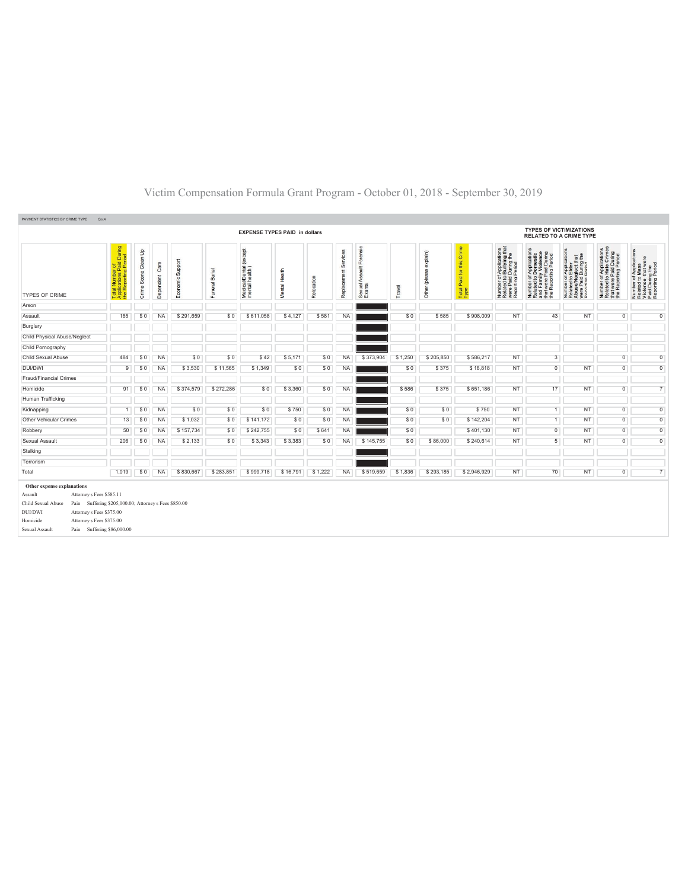# Victim Compensation Formula Grant Program - October 01, 2018 - September 30, 2019

PAYMENT STATISTICS BY CRIME TYPE Qtr:4

| TYPES OF CRIME | EXPENSE TYPES PAID in dollars | | | | | | | | | | | | | | TYPES OF VICTIMIZATIONS RELATED TO A CRIME TYPE | | | | |
|---|---|---|---|---|---|---|---|---|---|---|---|---|---|---|---|---|---|---|---|
| | Total Number of Applications Paid During the Reporting Period | Crime Scene Clean Up | Dependent Care | Economic Support | Funeral Burial | Medical/Dental (except mental health) | Mental Health | Relocation | Replacement Services | Sexual Assault Forensic Exams | Travel | Other (please explain) | Total Paid for this Crime Type | Number of Applications Related to Bullying that were Paid During the Reporting Period | Number of Applications Related to Domestic and Family Violence that were Paid During the Reporting Period | Number of Applications Related to Elder Abuse/Neglect that were Paid During the Reporting Period | Number of Applications Related to Hate Crimes that were Paid During the Reporting Period | Number of Applications Related to Mass Violence that were Paid During the Reporting Period |
| Arson | | | | | | | | | | | | | | | | | | |
| Assault | 165 | $ 0 | NA | $ 291,659 | $ 0 | $ 611,058 | $ 4,127 | $ 581 | NA | | $ 0 | $ 585 | $ 908,009 | NT | 43 | NT | 0 | 0 |
| Burglary | | | | | | | | | | | | | | | | | | |
| Child Physical Abuse/Neglect | | | | | | | | | | | | | | | | | | |
| Child Pornography | | | | | | | | | | | | | | | | | | |
| Child Sexual Abuse | 484 | $ 0 | NA | $ 0 | $ 0 | $ 42 | $ 5,171 | $ 0 | NA | $ 373,904 | $ 1,250 | $ 205,850 | $ 586,217 | NT | 3 | | 0 | 0 |
| DUI/DWI | 9 | $ 0 | NA | $ 3,530 | $ 11,565 | $ 1,349 | $ 0 | $ 0 | NA | | $ 0 | $ 375 | $ 16,818 | NT | 0 | NT | 0 | 0 |
| Fraud/Financial Crimes | | | | | | | | | | | | | | | | | | |
| Homicide | 91 | $ 0 | NA | $ 374,579 | $ 272,286 | $ 0 | $ 3,360 | $ 0 | NA | | $ 586 | $ 375 | $ 651,186 | NT | 17 | NT | 0 | 7 |
| Human Trafficking | | | | | | | | | | | | | | | | | | |
| Kidnapping | 1 | $ 0 | NA | $ 0 | $ 0 | $ 0 | $ 750 | $ 0 | NA | | $ 0 | $ 0 | $ 750 | NT | 1 | NT | 0 | 0 |
| Other Vehicular Crimes | 13 | $ 0 | NA | $ 1,032 | $ 0 | $ 141,172 | $ 0 | $ 0 | NA | | $ 0 | $ 0 | $ 142,204 | NT | 1 | NT | 0 | 0 |
| Robbery | 50 | $ 0 | NA | $ 157,734 | $ 0 | $ 242,755 | $ 0 | $ 641 | NA | | $ 0 | | $ 401,130 | NT | 0 | NT | 0 | 0 |
| Sexual Assault | 206 | $ 0 | NA | $ 2,133 | $ 0 | $ 3,343 | $ 3,383 | $ 0 | NA | $ 145,755 | $ 0 | $ 86,000 | $ 240,614 | NT | 5 | NT | 0 | 0 |
| Stalking | | | | | | | | | | | | | | | | | | |
| Terrorism | | | | | | | | | | | | | | | | | | |
| Total | 1,019 | $ 0 | NA | $ 830,667 | $ 283,851 | $ 999,718 | $ 16,791 | $ 1,222 | NA | $ 519,659 | $ 1,836 | $ 293,185 | $ 2,946,929 | NT | 70 | NT | 0 | 7 |

**Other expense explanations**

| | |
|---|---|
| Assault | Attorney s Fees $585.11 |
| Child Sexual Abuse | Pain Suffering $205,000.00; Attorney s Fees $850.00 |
| DUI/DWI | Attorney s Fees $375.00 |
| Homicide | Attorney s Fees $375.00 |
| Sexual Assault | Pain Suffering $86,000.00 |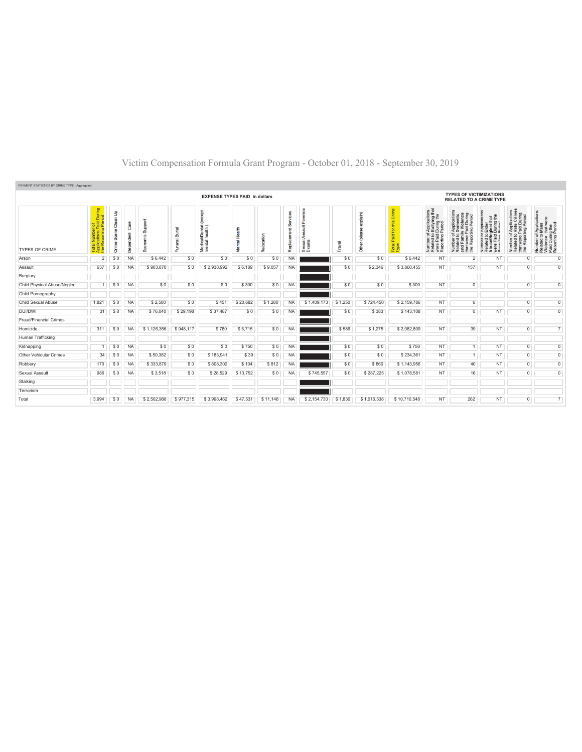# Victim Compensation Formula Grant Program - October 01, 2018 - September 30, 2019

PAYMENT STATISTICS BY CRIME TYPE - Aggregated

| TYPES OF CRIME | EXPENSE TYPES PAID in dollars | | | | | | | | | | | | | | TYPES OF VICTIMIZATIONS RELATED TO A CRIME TYPE | | | | |
|---|---|---|---|---|---|---|---|---|---|---|---|---|---|---|---|---|---|---|---|
| | Total Number of Applications Paid During the Reporting Period | Crime Scene Clean Up | Dependent Care | Economic Support | Funeral Burial | Medical/Dental (except mental health) | Mental Health | Relocation | Replacement Services | Sexual Assault Forensic Exams | Travel | Other (please explain) | Total Paid for this Crime Type | Number of Applications Related to Bullying that were Paid During the Reporting Period | Number of Applications Related to Domestic and Family Violence that were Paid During the Reporting Period | Number of Applications Related to Elder Abuse/Neglect that were Paid During the Reporting Period | Number of Applications Related to Hate Crimes that were Paid During the Reporting Period | Number of Applications Related to Mass Violence that were Paid During the Reporting Period |
| Arson | 2 | $ 0 | NA | $ 6,442 | $ 0 | $ 0 | $ 0 | $ 0 | NA | | $ 0 | $ 0 | $ 6,442 | NT | 2 | NT | 0 | 0 |
| Assault | 637 | $ 0 | NA | $ 903,870 | $ 0 | $ 2,938,992 | $ 6,189 | $ 9,057 | NA | | $ 0 | $ 2,346 | $ 3,860,455 | NT | 157 | NT | 0 | 0 |
| Burglary | | | | | | | | | | | | | | | | | | |
| Child Physical Abuse/Neglect | 1 | $ 0 | NA | $ 0 | $ 0 | $ 0 | $ 300 | $ 0 | NA | | $ 0 | $ 0 | $ 300 | NT | 0 | | 0 | 0 |
| Child Pornography | | | | | | | | | | | | | | | | | | |
| Child Sexual Abuse | 1,821 | $ 0 | NA | $ 2,500 | $ 0 | $ 451 | $ 20,682 | $ 1,280 | NA | $ 1,409,173 | $ 1,250 | $ 724,450 | $ 2,159,786 | NT | 6 | | 0 | 0 |
| DUI/DWI | 31 | $ 0 | NA | $ 76,040 | $ 29,198 | $ 37,487 | $ 0 | $ 0 | NA | | $ 0 | $ 383 | $ 143,108 | NT | 0 | NT | 0 | 0 |
| Fraud/Financial Crimes | | | | | | | | | | | | | | | | | | |
| Homicide | 311 | $ 0 | NA | $ 1,126,356 | $ 948,117 | $ 760 | $ 5,715 | $ 0 | NA | | $ 586 | $ 1,275 | $ 2,082,809 | NT | 39 | NT | 0 | 7 |
| Human Trafficking | | | | | | | | | | | | | | | | | | |
| Kidnapping | 1 | $ 0 | NA | $ 0 | $ 0 | $ 0 | $ 750 | $ 0 | NA | | $ 0 | $ 0 | $ 750 | NT | 1 | NT | 0 | 0 |
| Other Vehicular Crimes | 34 | $ 0 | NA | $ 50,382 | $ 0 | $ 183,941 | $ 39 | $ 0 | NA | | $ 0 | $ 0 | $ 234,361 | NT | 1 | NT | 0 | 0 |
| Robbery | 170 | $ 0 | NA | $ 333,879 | $ 0 | $ 808,302 | $ 104 | $ 812 | NA | | $ 0 | $ 860 | $ 1,143,956 | NT | 40 | NT | 0 | 0 |
| Sexual Assault | 986 | $ 0 | NA | $ 3,518 | $ 0 | $ 28,529 | $ 13,752 | $ 0 | NA | $ 745,557 | $ 0 | $ 287,225 | $ 1,078,581 | NT | 16 | NT | 0 | 0 |
| Stalking | | | | | | | | | | | | | | | | | | |
| Terrorism | | | | | | | | | | | | | | | | | | |
| Total | 3,994 | $ 0 | NA | $ 2,502,988 | $ 977,315 | $ 3,998,462 | $ 47,531 | $ 11,148 | NA | $ 2,154,730 | $ 1,836 | $ 1,016,538 | $ 10,710,548 | NT | 262 | NT | 0 | 7 |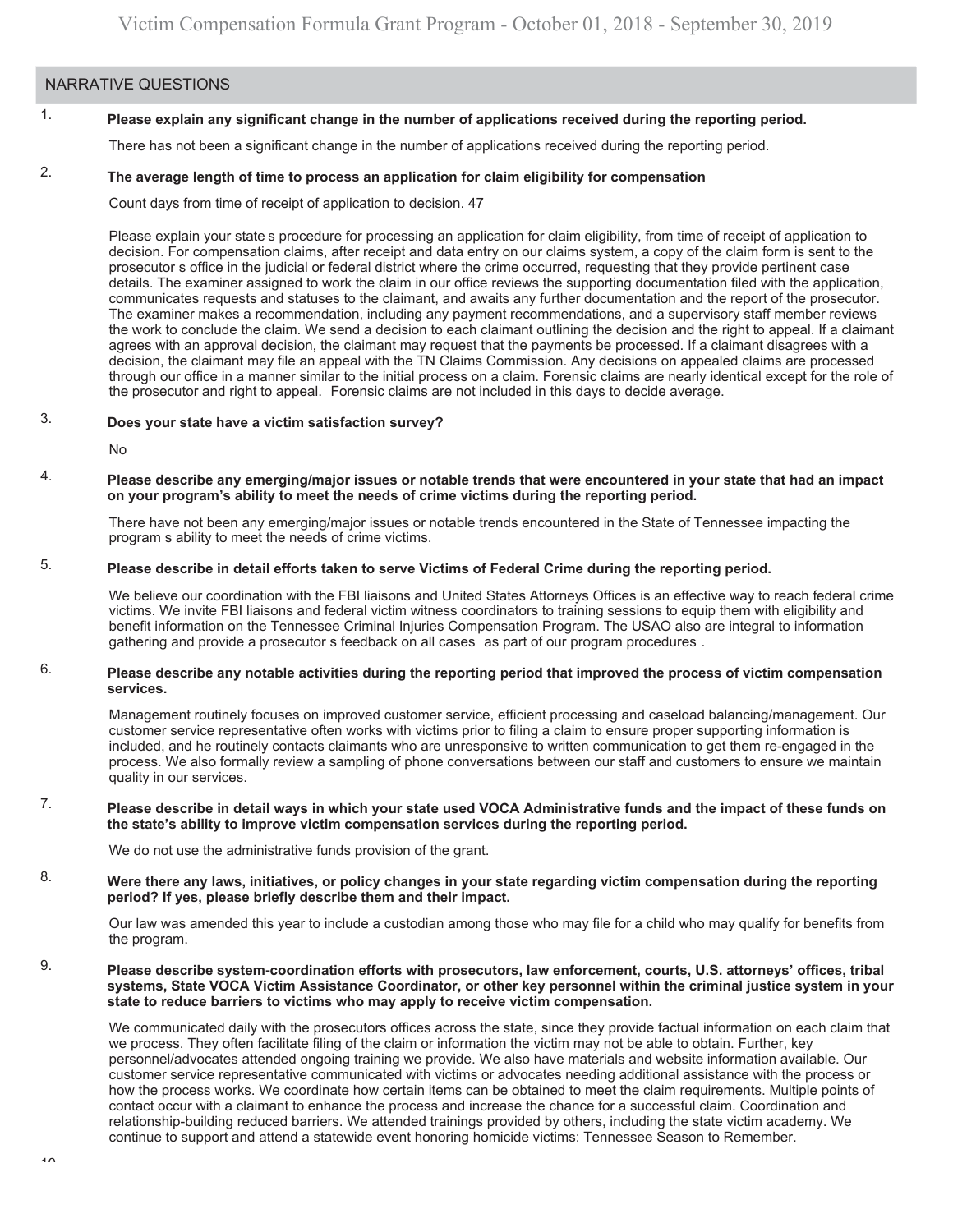## NARRATIVE QUESTIONS

1. **Please explain any significant change in the number of applications received during the reporting period.**

   There has not been a significant change in the number of applications received during the reporting period.

2. **The average length of time to process an application for claim eligibility for compensation**

   Count days from time of receipt of application to decision. 47

   Please explain your state s procedure for processing an application for claim eligibility, from time of receipt of application to decision. For compensation claims, after receipt and data entry on our claims system, a copy of the claim form is sent to the prosecutor s office in the judicial or federal district where the crime occurred, requesting that they provide pertinent case details. The examiner assigned to work the claim in our office reviews the supporting documentation filed with the application, communicates requests and statuses to the claimant, and awaits any further documentation and the report of the prosecutor. The examiner makes a recommendation, including any payment recommendations, and a supervisory staff member reviews the work to conclude the claim. We send a decision to each claimant outlining the decision and the right to appeal. If a claimant agrees with an approval decision, the claimant may request that the payments be processed. If a claimant disagrees with a decision, the claimant may file an appeal with the TN Claims Commission. Any decisions on appealed claims are processed through our office in a manner similar to the initial process on a claim. Forensic claims are nearly identical except for the role of the prosecutor and right to appeal. Forensic claims are not included in this days to decide average.

3. **Does your state have a victim satisfaction survey?**

   No

4. **Please describe any emerging/major issues or notable trends that were encountered in your state that had an impact on your program's ability to meet the needs of crime victims during the reporting period.**

   There have not been any emerging/major issues or notable trends encountered in the State of Tennessee impacting the program s ability to meet the needs of crime victims.

5. **Please describe in detail efforts taken to serve Victims of Federal Crime during the reporting period.**

   We believe our coordination with the FBI liaisons and United States Attorneys Offices is an effective way to reach federal crime victims. We invite FBI liaisons and federal victim witness coordinators to training sessions to equip them with eligibility and benefit information on the Tennessee Criminal Injuries Compensation Program. The USAO also are integral to information gathering and provide a prosecutor s feedback on all cases as part of our program procedures .

6. **Please describe any notable activities during the reporting period that improved the process of victim compensation services.**

   Management routinely focuses on improved customer service, efficient processing and caseload balancing/management. Our customer service representative often works with victims prior to filing a claim to ensure proper supporting information is included, and he routinely contacts claimants who are unresponsive to written communication to get them re-engaged in the process. We also formally review a sampling of phone conversations between our staff and customers to ensure we maintain quality in our services.

7. **Please describe in detail ways in which your state used VOCA Administrative funds and the impact of these funds on the state's ability to improve victim compensation services during the reporting period.**

   We do not use the administrative funds provision of the grant.

8. **Were there any laws, initiatives, or policy changes in your state regarding victim compensation during the reporting period? If yes, please briefly describe them and their impact.**

   Our law was amended this year to include a custodian among those who may file for a child who may qualify for benefits from the program.

9. **Please describe system-coordination efforts with prosecutors, law enforcement, courts, U.S. attorneys' offices, tribal systems, State VOCA Victim Assistance Coordinator, or other key personnel within the criminal justice system in your state to reduce barriers to victims who may apply to receive victim compensation.**

   We communicated daily with the prosecutors offices across the state, since they provide factual information on each claim that we process. They often facilitate filing of the claim or information the victim may not be able to obtain. Further, key personnel/advocates attended ongoing training we provide. We also have materials and website information available. Our customer service representative communicated with victims or advocates needing additional assistance with the process or how the process works. We coordinate how certain items can be obtained to meet the claim requirements. Multiple points of contact occur with a claimant to enhance the process and increase the chance for a successful claim. Coordination and relationship-building reduced barriers. We attended trainings provided by others, including the state victim academy. We continue to support and attend a statewide event honoring homicide victims: Tennessee Season to Remember.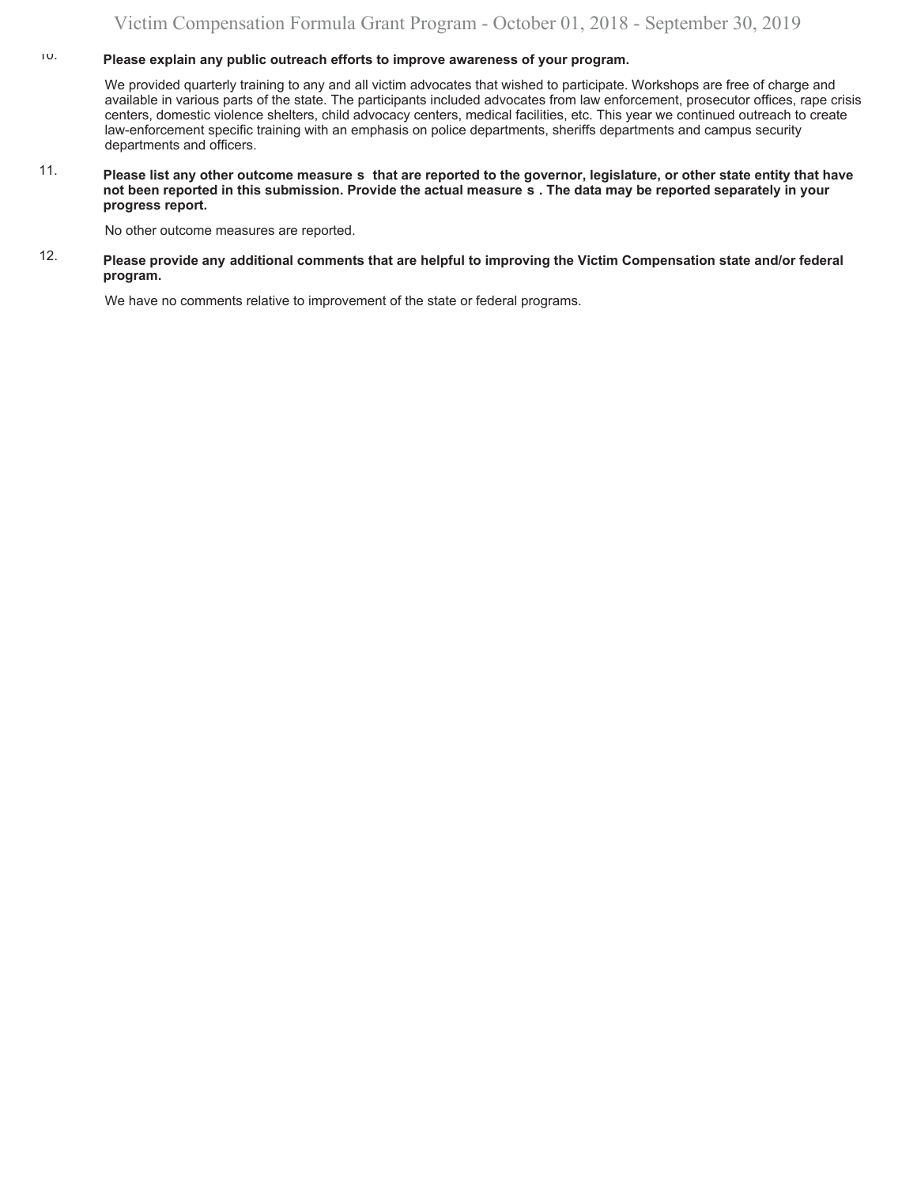10. **Please explain any public outreach efforts to improve awareness of your program.**

    We provided quarterly training to any and all victim advocates that wished to participate. Workshops are free of charge and available in various parts of the state. The participants included advocates from law enforcement, prosecutor offices, rape crisis centers, domestic violence shelters, child advocacy centers, medical facilities, etc. This year we continued outreach to create law-enforcement specific training with an emphasis on police departments, sheriffs departments and campus security departments and officers.

11. **Please list any other outcome measure s that are reported to the governor, legislature, or other state entity that have not been reported in this submission. Provide the actual measure s . The data may be reported separately in your progress report.**

    No other outcome measures are reported.

12. **Please provide any additional comments that are helpful to improving the Victim Compensation state and/or federal program.**

    We have no comments relative to improvement of the state or federal programs.